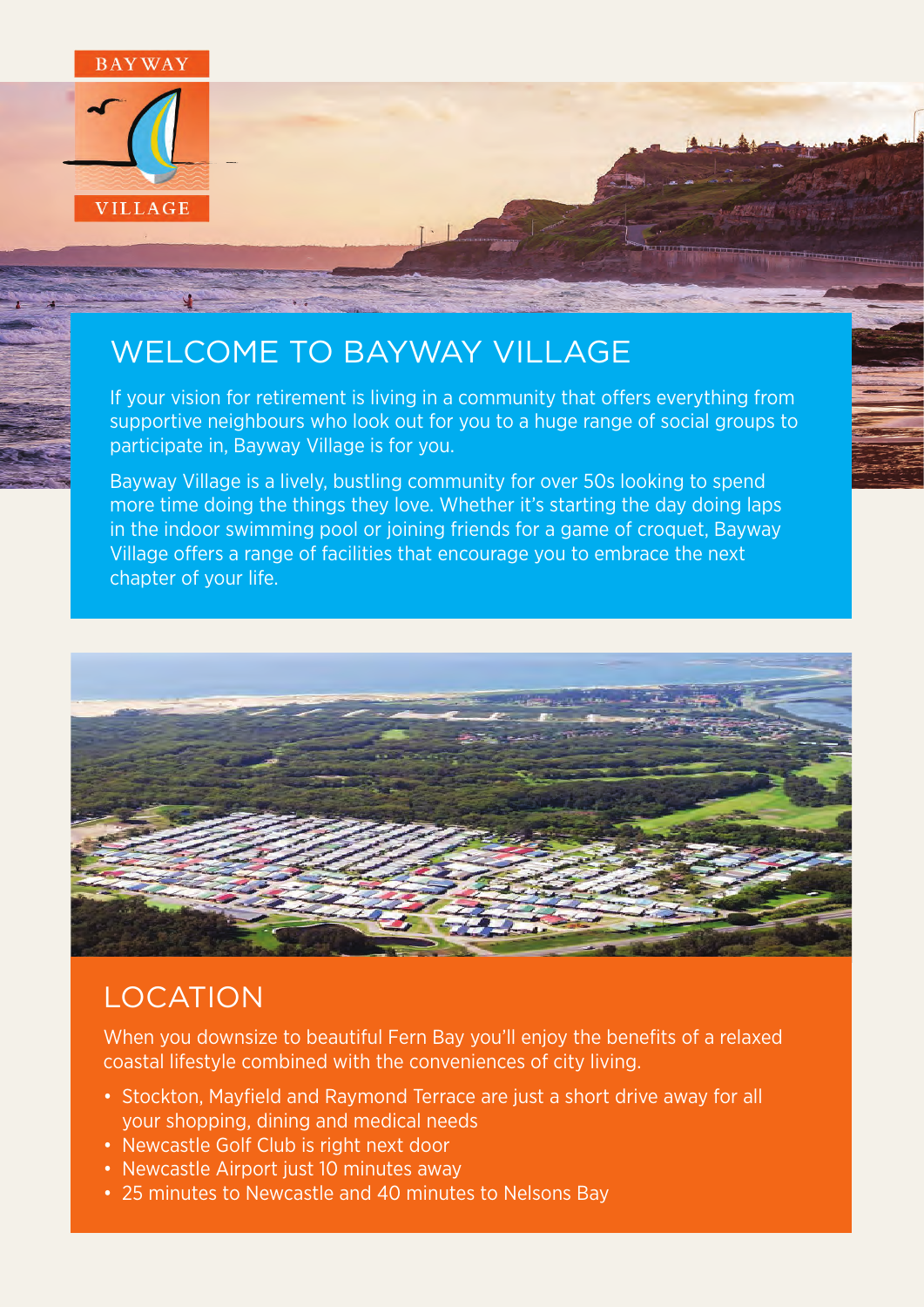BAYWAY VILLAGE

# WELCOME TO BAYWAY VILLAGE

If your vision for retirement is living in a community that offers everything from supportive neighbours who look out for you to a huge range of social groups to participate in, Bayway Village is for you.

Bayway Village is a lively, bustling community for over 50s looking to spend more time doing the things they love. Whether it's starting the day doing laps in the indoor swimming pool or joining friends for a game of croquet, Bayway Village offers a range of facilities that encourage you to embrace the next chapter of your life.

# LOCATION

When you downsize to beautiful Fern Bay you'll enjoy the benefits of a relaxed coastal lifestyle combined with the conveniences of city living.

- Stockton, Mayfield and Raymond Terrace are just a short drive away for all your shopping, dining and medical needs
- Newcastle Golf Club is right next door
- Newcastle Airport just 10 minutes away
- 25 minutes to Newcastle and 40 minutes to Nelsons Bay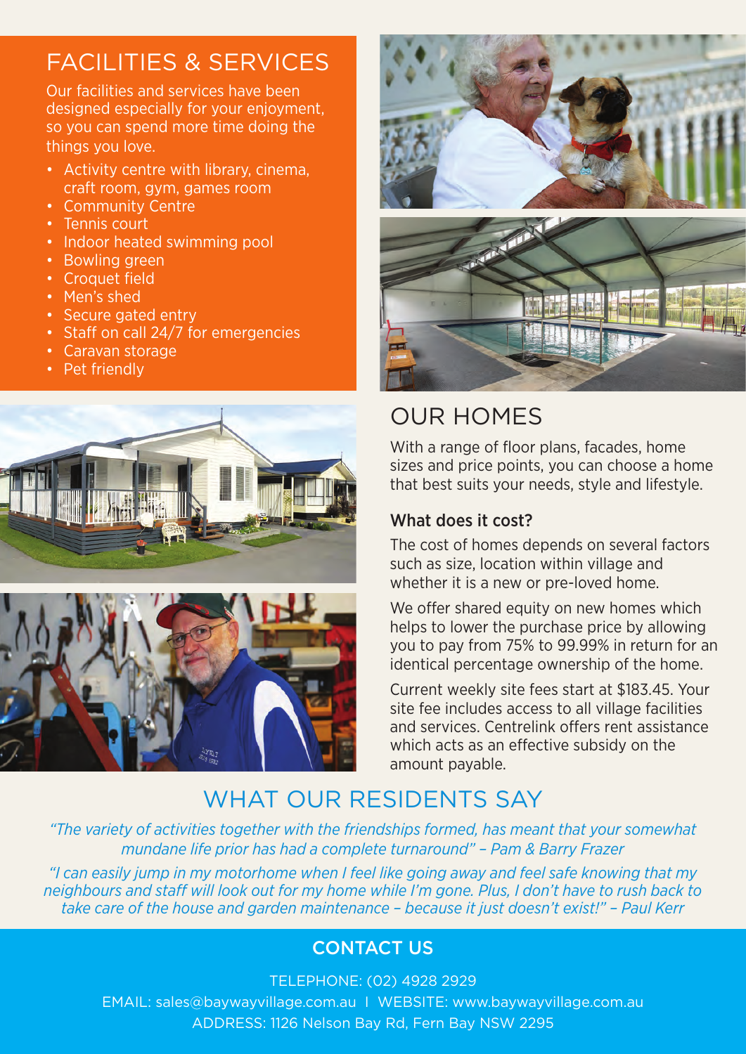## FACILITIES & SERVICES

Our facilities and services have been designed especially for your enjoyment, so you can spend more time doing the things you love.

- Activity centre with library, cinema, craft room, gym, games room
- Community Centre
- Tennis court
- Indoor heated swimming pool
- Bowling green
- Croquet field
- Men's shed
- Secure gated entry
- Staff on call 24/7 for emergencies
- Caravan storage
- Pet friendly

## OUR HOMES

With a range of floor plans, facades, home sizes and price points, you can choose a home that best suits your needs, style and lifestyle.

### What does it cost?

The cost of homes depends on several factors such as size, location within village and whether it is a new or pre-loved home.

We offer shared equity on new homes which helps to lower the purchase price by allowing you to pay from 75% to 99.99% in return for an identical percentage ownership of the home.

Current weekly site fees start at $183.45. Your site fee includes access to all village facilities and services. Centrelink offers rent assistance which acts as an effective subsidy on the amount payable.

## WHAT OUR RESIDENTS SAY

*"The variety of activities together with the friendships formed, has meant that your somewhat mundane life prior has had a complete turnaround" – Pam & Barry Frazer*

*"I can easily jump in my motorhome when I feel like going away and feel safe knowing that my neighbours and staff will look out for my home while I'm gone. Plus, I don't have to rush back to take care of the house and garden maintenance – because it just doesn't exist!" – Paul Kerr*

## CONTACT US

TELEPHONE: (02) 4928 2929

EMAIL: sales@baywayvillage.com.au I WEBSITE: www.baywayvillage.com.au

ADDRESS: 1126 Nelson Bay Rd, Fern Bay NSW 2295